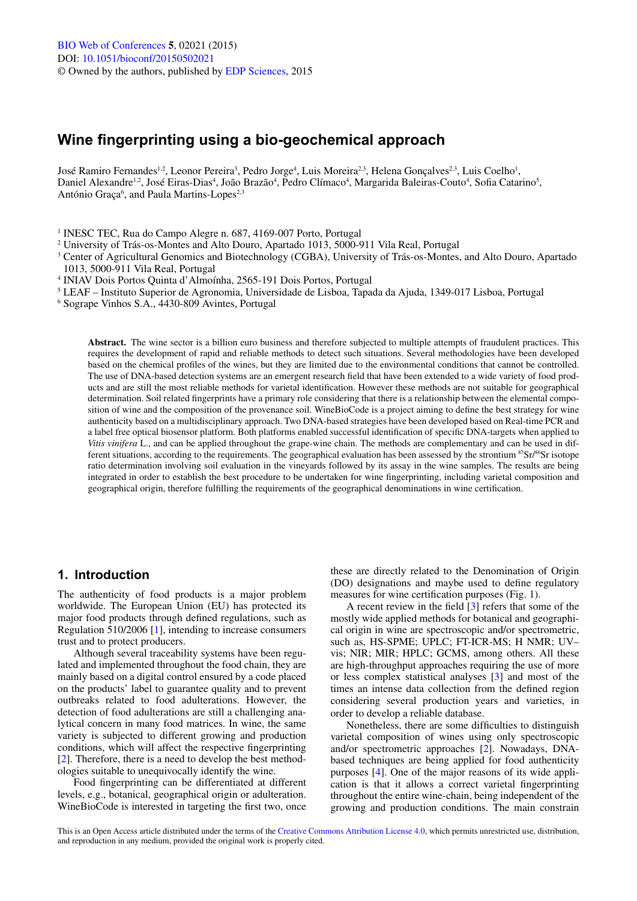BIO Web of Conferences **5**, 02021 (2015)
DOI: 10.1051/bioconf/20150502021
© Owned by the authors, published by EDP Sciences, 2015

# Wine fingerprinting using a bio-geochemical approach

José Ramiro Fernandes[1,2], Leonor Pereira[3], Pedro Jorge[4], Luis Moreira[2,3], Helena Gonçalves[2,3], Luis Coelho[1], Daniel Alexandre[1,2], José Eiras-Dias[4], João Brazão[4], Pedro Clímaco[4], Margarida Baleiras-Couto[4], Sofia Catarino[5], António Graça[6], and Paula Martins-Lopes[2,3]

[1] INESC TEC, Rua do Campo Alegre n. 687, 4169-007 Porto, Portugal
[2] University of Trás-os-Montes and Alto Douro, Apartado 1013, 5000-911 Vila Real, Portugal
[3] Center of Agricultural Genomics and Biotechnology (CGBA), University of Trás-os-Montes, and Alto Douro, Apartado 1013, 5000-911 Vila Real, Portugal
[4] INIAV Dois Portos Quinta d'Almoínha, 2565-191 Dois Portos, Portugal
[5] LEAF – Instituto Superior de Agronomia, Universidade de Lisboa, Tapada da Ajuda, 1349-017 Lisboa, Portugal
[6] Sogrape Vinhos S.A., 4430-809 Avintes, Portugal

**Abstract.** The wine sector is a billion euro business and therefore subjected to multiple attempts of fraudulent practices. This requires the development of rapid and reliable methods to detect such situations. Several methodologies have been developed based on the chemical profiles of the wines, but they are limited due to the environmental conditions that cannot be controlled. The use of DNA-based detection systems are an emergent research field that have been extended to a wide variety of food products and are still the most reliable methods for varietal identification. However these methods are not suitable for geographical determination. Soil related fingerprints have a primary role considering that there is a relationship between the elemental composition of wine and the composition of the provenance soil. WineBioCode is a project aiming to define the best strategy for wine authenticity based on a multidisciplinary approach. Two DNA-based strategies have been developed based on Real-time PCR and a label free optical biosensor platform. Both platforms enabled successful identification of specific DNA-targets when applied to *Vitis vinifera* L., and can be applied throughout the grape-wine chain. The methods are complementary and can be used in different situations, according to the requirements. The geographical evaluation has been assessed by the strontium $^{87}Sr/^{86}Sr$ isotope ratio determination involving soil evaluation in the vineyards followed by its assay in the wine samples. The results are being integrated in order to establish the best procedure to be undertaken for wine fingerprinting, including varietal composition and geographical origin, therefore fulfilling the requirements of the geographical denominations in wine certification.

## 1. Introduction

The authenticity of food products is a major problem worldwide. The European Union (EU) has protected its major food products through defined regulations, such as Regulation 510/2006 [1], intending to increase consumers trust and to protect producers.

Although several traceability systems have been regulated and implemented throughout the food chain, they are mainly based on a digital control ensured by a code placed on the products' label to guarantee quality and to prevent outbreaks related to food adulterations. However, the detection of food adulterations are still a challenging analytical concern in many food matrices. In wine, the same variety is subjected to different growing and production conditions, which will affect the respective fingerprinting [2]. Therefore, there is a need to develop the best methodologies suitable to unequivocally identify the wine.

Food fingerprinting can be differentiated at different levels, e.g., botanical, geographical origin or adulteration. WineBioCode is interested in targeting the first two, once these are directly related to the Denomination of Origin (DO) designations and maybe used to define regulatory measures for wine certification purposes (Fig. 1).

A recent review in the field [3] refers that some of the mostly wide applied methods for botanical and geographical origin in wine are spectroscopic and/or spectrometric, such as, HS-SPME; UPLC; FT-ICR-MS; H NMR; UV–vis; NIR; MIR; HPLC; GCMS, among others. All these are high-throughput approaches requiring the use of more or less complex statistical analyses [3] and most of the times an intense data collection from the defined region considering several production years and varieties, in order to develop a reliable database.

Nonetheless, there are some difficulties to distinguish varietal composition of wines using only spectroscopic and/or spectrometric approaches [2]. Nowadays, DNA-based techniques are being applied for food authenticity purposes [4]. One of the major reasons of its wide application is that it allows a correct varietal fingerprinting throughout the entire wine-chain, being independent of the growing and production conditions. The main constrain

This is an Open Access article distributed under the terms of the Creative Commons Attribution License 4.0, which permits unrestricted use, distribution, and reproduction in any medium, provided the original work is properly cited.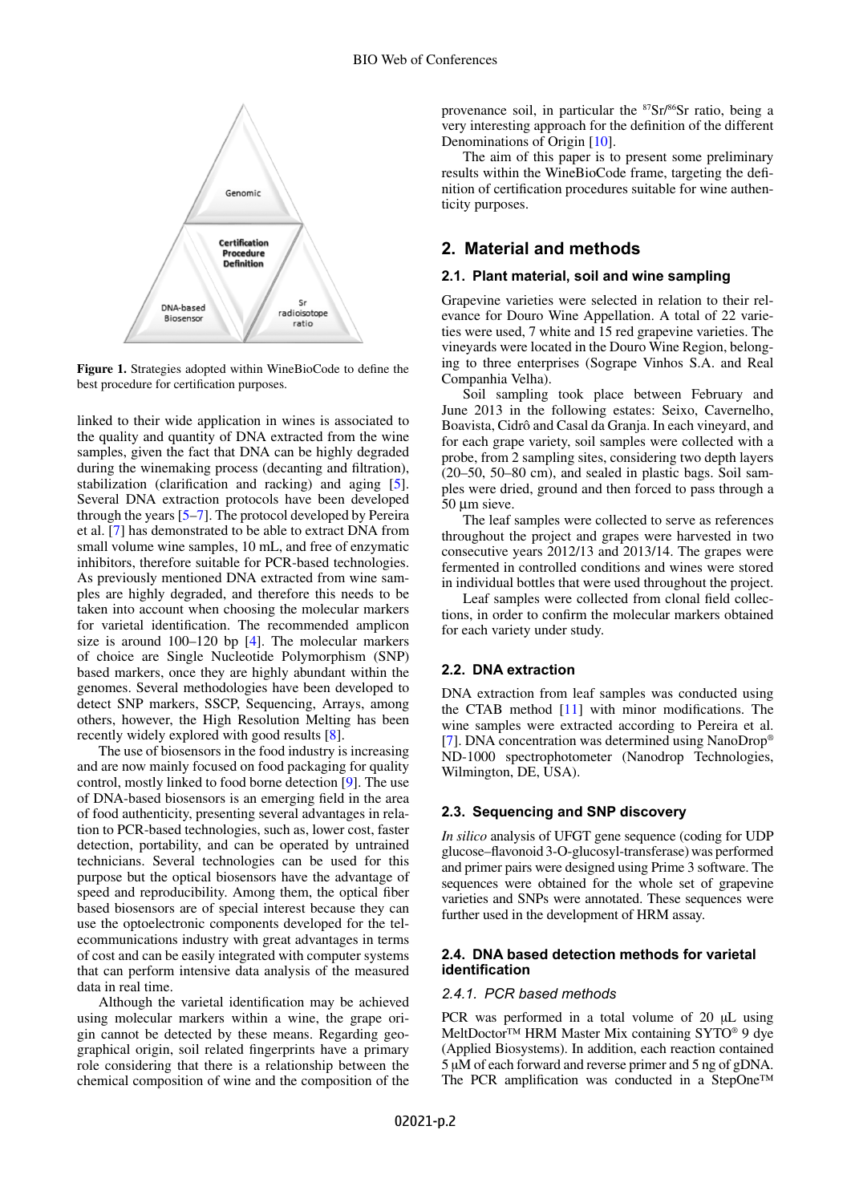Figure 1. Strategies adopted within WineBioCode to define the best procedure for certification purposes.

linked to their wide application in wines is associated to the quality and quantity of DNA extracted from the wine samples, given the fact that DNA can be highly degraded during the winemaking process (decanting and filtration), stabilization (clarification and racking) and aging [5]. Several DNA extraction protocols have been developed through the years [5–7]. The protocol developed by Pereira et al. [7] has demonstrated to be able to extract DNA from small volume wine samples, 10 mL, and free of enzymatic inhibitors, therefore suitable for PCR-based technologies. As previously mentioned DNA extracted from wine samples are highly degraded, and therefore this needs to be taken into account when choosing the molecular markers for varietal identification. The recommended amplicon size is around 100–120 bp [4]. The molecular markers of choice are Single Nucleotide Polymorphism (SNP) based markers, once they are highly abundant within the genomes. Several methodologies have been developed to detect SNP markers, SSCP, Sequencing, Arrays, among others, however, the High Resolution Melting has been recently widely explored with good results [8].

The use of biosensors in the food industry is increasing and are now mainly focused on food packaging for quality control, mostly linked to food borne detection [9]. The use of DNA-based biosensors is an emerging field in the area of food authenticity, presenting several advantages in relation to PCR-based technologies, such as, lower cost, faster detection, portability, and can be operated by untrained technicians. Several technologies can be used for this purpose but the optical biosensors have the advantage of speed and reproducibility. Among them, the optical fiber based biosensors are of special interest because they can use the optoelectronic components developed for the telecommunications industry with great advantages in terms of cost and can be easily integrated with computer systems that can perform intensive data analysis of the measured data in real time.

Although the varietal identification may be achieved using molecular markers within a wine, the grape origin cannot be detected by these means. Regarding geographical origin, soil related fingerprints have a primary role considering that there is a relationship between the chemical composition of wine and the composition of the provenance soil, in particular the $^{87}Sr/^{86}Sr$ ratio, being a very interesting approach for the definition of the different Denominations of Origin [10].

The aim of this paper is to present some preliminary results within the WineBioCode frame, targeting the definition of certification procedures suitable for wine authenticity purposes.

## 2. Material and methods

### 2.1. Plant material, soil and wine sampling

Grapevine varieties were selected in relation to their relevance for Douro Wine Appellation. A total of 22 varieties were used, 7 white and 15 red grapevine varieties. The vineyards were located in the Douro Wine Region, belonging to three enterprises (Sogrape Vinhos S.A. and Real Companhia Velha).

Soil sampling took place between February and June 2013 in the following estates: Seixo, Cavernelho, Boavista, Cidrô and Casal da Granja. In each vineyard, and for each grape variety, soil samples were collected with a probe, from 2 sampling sites, considering two depth layers (20–50, 50–80 cm), and sealed in plastic bags. Soil samples were dried, ground and then forced to pass through a 50 µm sieve.

The leaf samples were collected to serve as references throughout the project and grapes were harvested in two consecutive years 2012/13 and 2013/14. The grapes were fermented in controlled conditions and wines were stored in individual bottles that were used throughout the project.

Leaf samples were collected from clonal field collections, in order to confirm the molecular markers obtained for each variety under study.

### 2.2. DNA extraction

DNA extraction from leaf samples was conducted using the CTAB method [11] with minor modifications. The wine samples were extracted according to Pereira et al. [7]. DNA concentration was determined using NanoDrop® ND-1000 spectrophotometer (Nanodrop Technologies, Wilmington, DE, USA).

### 2.3. Sequencing and SNP discovery

*In silico* analysis of UFGT gene sequence (coding for UDP glucose–flavonoid 3-O-glucosyl-transferase) was performed and primer pairs were designed using Prime 3 software. The sequences were obtained for the whole set of grapevine varieties and SNPs were annotated. These sequences were further used in the development of HRM assay.

### 2.4. DNA based detection methods for varietal identification

#### 2.4.1. PCR based methods

PCR was performed in a total volume of 20 µL using MeltDoctor™ HRM Master Mix containing SYTO® 9 dye (Applied Biosystems). In addition, each reaction contained 5 µM of each forward and reverse primer and 5 ng of gDNA. The PCR amplification was conducted in a StepOne™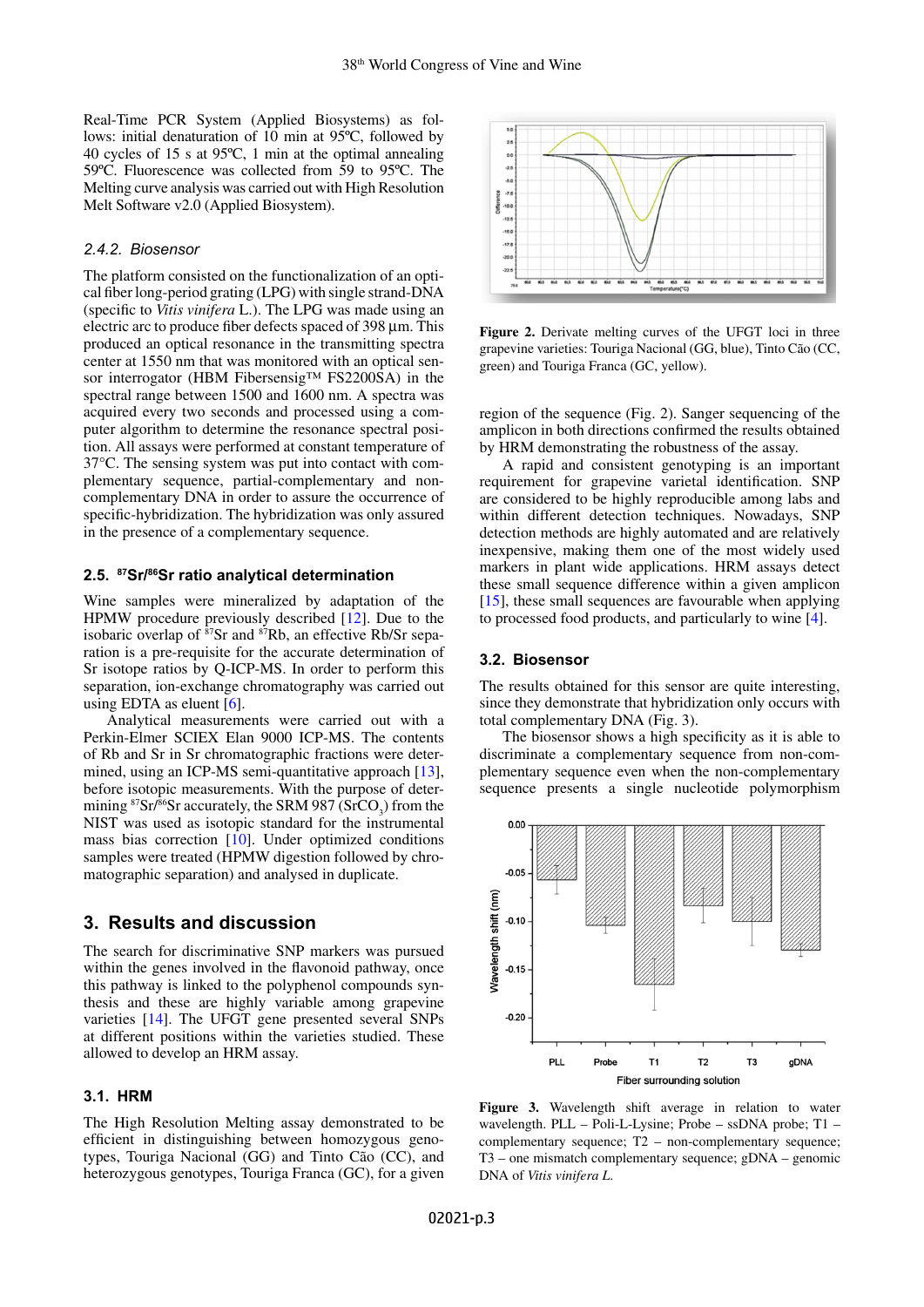Real-Time PCR System (Applied Biosystems) as follows: initial denaturation of 10 min at 95ºC, followed by 40 cycles of 15 s at 95ºC, 1 min at the optimal annealing 59ºC. Fluorescence was collected from 59 to 95ºC. The Melting curve analysis was carried out with High Resolution Melt Software v2.0 (Applied Biosystem).

#### 2.4.2. Biosensor

The platform consisted on the functionalization of an optical fiber long-period grating (LPG) with single strand-DNA (specific to *Vitis vinifera* L.). The LPG was made using an electric arc to produce fiber defects spaced of 398 µm. This produced an optical resonance in the transmitting spectra center at 1550 nm that was monitored with an optical sensor interrogator (HBM Fibersensig™ FS2200SA) in the spectral range between 1500 and 1600 nm. A spectra was acquired every two seconds and processed using a computer algorithm to determine the resonance spectral position. All assays were performed at constant temperature of 37°C. The sensing system was put into contact with complementary sequence, partial-complementary and non-complementary DNA in order to assure the occurrence of specific-hybridization. The hybridization was only assured in the presence of a complementary sequence.

### 2.5. $^{87}Sr/^{86}Sr$ ratio analytical determination

Wine samples were mineralized by adaptation of the HPMW procedure previously described [12]. Due to the isobaric overlap of $^{87}Sr$ and $^{87}Rb$, an effective Rb/Sr separation is a pre-requisite for the accurate determination of Sr isotope ratios by Q-ICP-MS. In order to perform this separation, ion-exchange chromatography was carried out using EDTA as eluent [6].

Analytical measurements were carried out with a Perkin-Elmer SCIEX Elan 9000 ICP-MS. The contents of Rb and Sr in Sr chromatographic fractions were determined, using an ICP-MS semi-quantitative approach [13], before isotopic measurements. With the purpose of determining $^{87}Sr/^{86}Sr$ accurately, the SRM 987 ($SrCO_3$) from the NIST was used as isotopic standard for the instrumental mass bias correction [10]. Under optimized conditions samples were treated (HPMW digestion followed by chromatographic separation) and analysed in duplicate.

## 3. Results and discussion

The search for discriminative SNP markers was pursued within the genes involved in the flavonoid pathway, once this pathway is linked to the polyphenol compounds synthesis and these are highly variable among grapevine varieties [14]. The UFGT gene presented several SNPs at different positions within the varieties studied. These allowed to develop an HRM assay.

### 3.1. HRM

The High Resolution Melting assay demonstrated to be efficient in distinguishing between homozygous genotypes, Touriga Nacional (GG) and Tinto Cão (CC), and heterozygous genotypes, Touriga Franca (GC), for a given region of the sequence (Fig. 2). Sanger sequencing of the amplicon in both directions confirmed the results obtained by HRM demonstrating the robustness of the assay.

**Figure 2.** Derivate melting curves of the UFGT loci in three grapevine varieties: Touriga Nacional (GG, blue), Tinto Cão (CC, green) and Touriga Franca (GC, yellow).

A rapid and consistent genotyping is an important requirement for grapevine varietal identification. SNP are considered to be highly reproducible among labs and within different detection techniques. Nowadays, SNP detection methods are highly automated and are relatively inexpensive, making them one of the most widely used markers in plant wide applications. HRM assays detect these small sequence difference within a given amplicon [15], these small sequences are favourable when applying to processed food products, and particularly to wine [4].

### 3.2. Biosensor

The results obtained for this sensor are quite interesting, since they demonstrate that hybridization only occurs with total complementary DNA (Fig. 3).

The biosensor shows a high specificity as it is able to discriminate a complementary sequence from non-complementary sequence even when the non-complementary sequence presents a single nucleotide polymorphism

**Figure 3.** Wavelength shift average in relation to water wavelength. PLL – Poli-L-Lysine; Probe – ssDNA probe; T1 – complementary sequence; T2 – non-complementary sequence; T3 – one mismatch complementary sequence; gDNA – genomic DNA of *Vitis vinifera L.*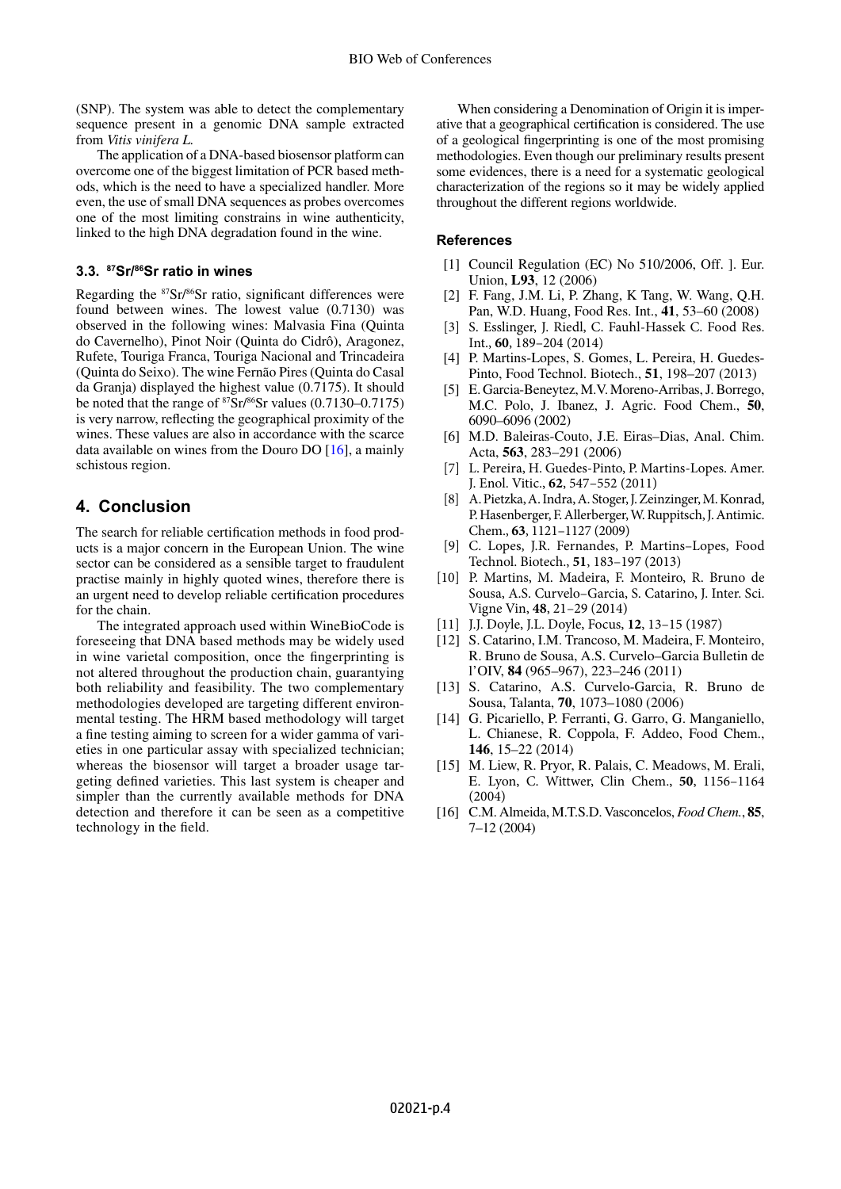(SNP). The system was able to detect the complementary sequence present in a genomic DNA sample extracted from *Vitis vinifera L.*

The application of a DNA-based biosensor platform can overcome one of the biggest limitation of PCR based methods, which is the need to have a specialized handler. More even, the use of small DNA sequences as probes overcomes one of the most limiting constrains in wine authenticity, linked to the high DNA degradation found in the wine.

### 3.3. $^{87}Sr/^{86}Sr$ ratio in wines

Regarding the $^{87}Sr/^{86}Sr$ ratio, significant differences were found between wines. The lowest value (0.7130) was observed in the following wines: Malvasia Fina (Quinta do Cavernelho), Pinot Noir (Quinta do Cidrô), Aragonez, Rufete, Touriga Franca, Touriga Nacional and Trincadeira (Quinta do Seixo). The wine Fernão Pires (Quinta do Casal da Granja) displayed the highest value (0.7175). It should be noted that the range of $^{87}Sr/^{86}Sr$ values (0.7130–0.7175) is very narrow, reflecting the geographical proximity of the wines. These values are also in accordance with the scarce data available on wines from the Douro DO [16], a mainly schistous region.

## 4. Conclusion

The search for reliable certification methods in food products is a major concern in the European Union. The wine sector can be considered as a sensible target to fraudulent practise mainly in highly quoted wines, therefore there is an urgent need to develop reliable certification procedures for the chain.

The integrated approach used within WineBioCode is foreseeing that DNA based methods may be widely used in wine varietal composition, once the fingerprinting is not altered throughout the production chain, guarantying both reliability and feasibility. The two complementary methodologies developed are targeting different environmental testing. The HRM based methodology will target a fine testing aiming to screen for a wider gamma of varieties in one particular assay with specialized technician; whereas the biosensor will target a broader usage targeting defined varieties. This last system is cheaper and simpler than the currently available methods for DNA detection and therefore it can be seen as a competitive technology in the field.

When considering a Denomination of Origin it is imperative that a geographical certification is considered. The use of a geological fingerprinting is one of the most promising methodologies. Even though our preliminary results present some evidences, there is a need for a systematic geological characterization of the regions so it may be widely applied throughout the different regions worldwide.

### References

[1] Council Regulation (EC) No 510/2006, Off. ]. Eur. Union, **L93**, 12 (2006)

[2] F. Fang, J.M. Li, P. Zhang, K Tang, W. Wang, Q.H. Pan, W.D. Huang, Food Res. Int., **41**, 53–60 (2008)

[3] S. Esslinger, J. Riedl, C. Fauhl-Hassek C. Food Res. Int., **60**, 189–204 (2014)

[4] P. Martins-Lopes, S. Gomes, L. Pereira, H. Guedes-Pinto, Food Technol. Biotech., **51**, 198–207 (2013)

[5] E. Garcia-Beneytez, M.V. Moreno-Arribas, J. Borrego, M.C. Polo, J. Ibanez, J. Agric. Food Chem., **50**, 6090–6096 (2002)

[6] M.D. Baleiras-Couto, J.E. Eiras–Dias, Anal. Chim. Acta, **563**, 283–291 (2006)

[7] L. Pereira, H. Guedes-Pinto, P. Martins-Lopes. Amer. J. Enol. Vitic., **62**, 547–552 (2011)

[8] A. Pietzka, A. Indra, A. Stoger, J. Zeinzinger, M. Konrad, P. Hasenberger, F. Allerberger, W. Ruppitsch, J. Antimic. Chem., **63**, 1121–1127 (2009)

[9] C. Lopes, J.R. Fernandes, P. Martins–Lopes, Food Technol. Biotech., **51**, 183–197 (2013)

[10] P. Martins, M. Madeira, F. Monteiro, R. Bruno de Sousa, A.S. Curvelo–Garcia, S. Catarino, J. Inter. Sci. Vigne Vin, **48**, 21–29 (2014)

[11] J.J. Doyle, J.L. Doyle, Focus, **12**, 13–15 (1987)

[12] S. Catarino, I.M. Trancoso, M. Madeira, F. Monteiro, R. Bruno de Sousa, A.S. Curvelo–Garcia Bulletin de l'OIV, **84** (965–967), 223–246 (2011)

[13] S. Catarino, A.S. Curvelo-Garcia, R. Bruno de Sousa, Talanta, **70**, 1073–1080 (2006)

[14] G. Picariello, P. Ferranti, G. Garro, G. Manganiello, L. Chianese, R. Coppola, F. Addeo, Food Chem., **146**, 15–22 (2014)

[15] M. Liew, R. Pryor, R. Palais, C. Meadows, M. Erali, E. Lyon, C. Wittwer, Clin Chem., **50**, 1156–1164 (2004)

[16] C.M. Almeida, M.T.S.D. Vasconcelos, *Food Chem.*, **85**, 7–12 (2004)